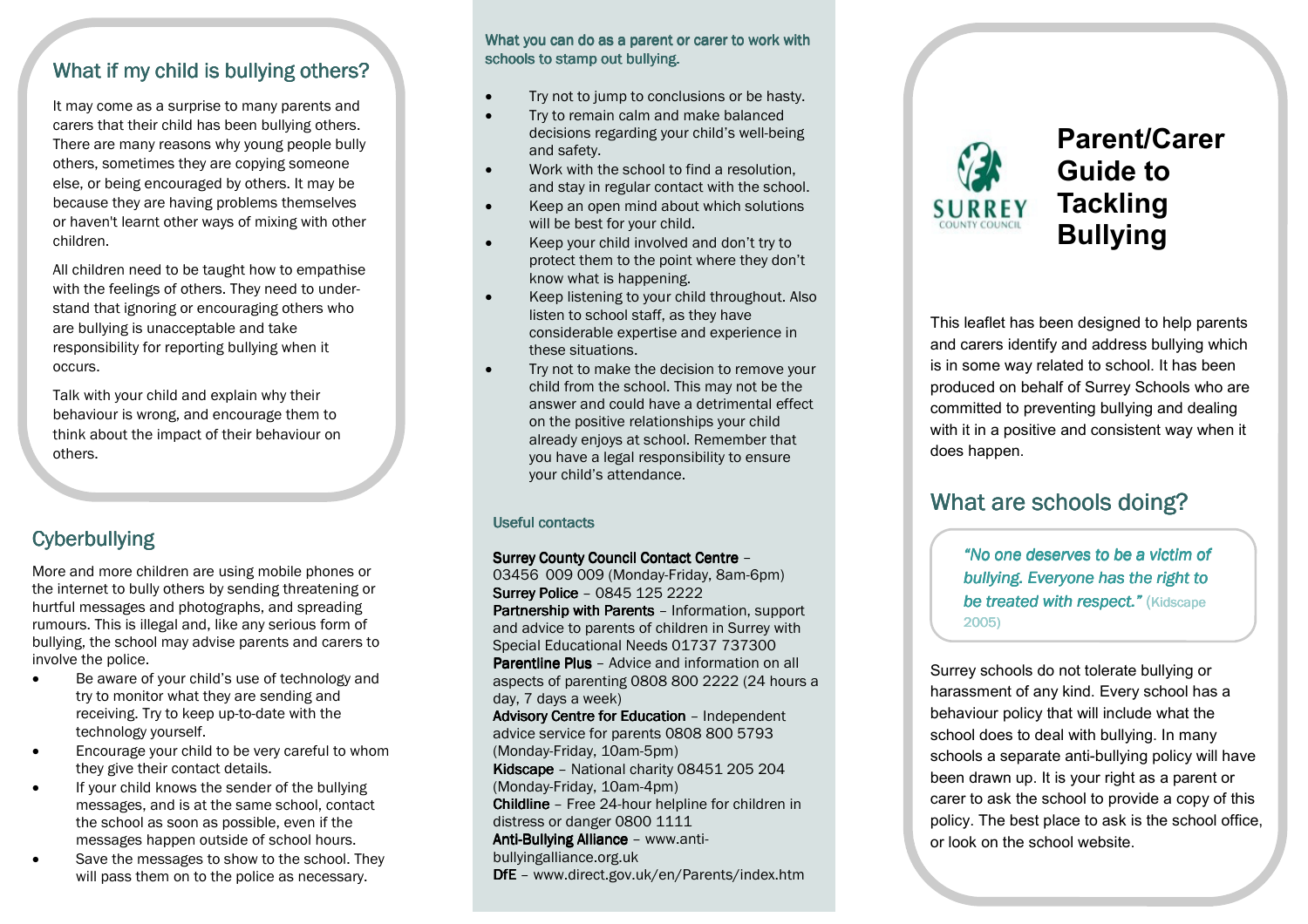## What if my child is bullying others?

It may come as a surprise to many parents and carers that their child has been bullying others. There are many reasons why young people bully others, sometimes they are copying someone else, or being encouraged by others. It may be because they are having problems themselves or haven't learnt other ways of mixing with other children.

All children need to be taught how to empathise with the feelings of others. They need to understand that ignoring or encouraging others who are bullying is unacceptable and take responsibility for reporting bullying when it occurs.

Talk with your child and explain why their behaviour is wrong, and encourage them to think about the impact of their behaviour on others.

## Cyberbullying

More and more children are using mobile phones or the internet to bully others by sending threatening or hurtful messages and photographs, and spreading rumours. This is illegal and, like any serious form of bullying, the school may advise parents and carers to involve the police.

- Be aware of your child's use of technology and try to monitor what they are sending and receiving. Try to keep up-to-date with the technology yourself.
- Encourage your child to be very careful to whom they give their contact details.
- If your child knows the sender of the bullying messages, and is at the same school, contact the school as soon as possible, even if the messages happen outside of school hours.
- Save the messages to show to the school. They will pass them on to the police as necessary.

### What you can do as a parent or carer to work with schools to stamp out bullying.

- Try not to jump to conclusions or be hasty.
- Try to remain calm and make balanced decisions regarding your child's well-being and safety.
- Work with the school to find a resolution, and stay in regular contact with the school.
- Keep an open mind about which solutions will be best for your child.
- Keep your child involved and don't try to protect them to the point where they don't know what is happening.
- Keep listening to your child throughout. Also listen to school staff, as they have considerable expertise and experience in these situations.
- Try not to make the decision to remove your child from the school. This may not be the answer and could have a detrimental effect on the positive relationships your child already enjoys at school. Remember that you have a legal responsibility to ensure your child's attendance.

### Useful contacts

**Surrey County Council Contact Centre** – 03456 009 009 (Monday-Friday, 8am-6pm)
**Surrey Police** – 0845 125 2222
**Partnership with Parents** – Information, support and advice to parents of children in Surrey with Special Educational Needs 01737 737300
**Parentline Plus** – Advice and information on all aspects of parenting 0808 800 2222 (24 hours a day, 7 days a week)
**Advisory Centre for Education** – Independent advice service for parents 0808 800 5793 (Monday-Friday, 10am-5pm)
**Kidscape** – National charity 08451 205 204 (Monday-Friday, 10am-4pm)
**Childline** – Free 24-hour helpline for children in distress or danger 0800 1111
**Anti-Bullying Alliance** – www.anti-bullyingalliance.org.uk
**DfE** – www.direct.gov.uk/en/Parents/index.htm

SURREY COUNTY COUNCIL

# Parent/Carer Guide to Tackling Bullying

This leaflet has been designed to help parents and carers identify and address bullying which is in some way related to school. It has been produced on behalf of Surrey Schools who are committed to preventing bullying and dealing with it in a positive and consistent way when it does happen.

## What are schools doing?

> *"No one deserves to be a victim of bullying. Everyone has the right to be treated with respect."* (Kidscape 2005)

Surrey schools do not tolerate bullying or harassment of any kind. Every school has a behaviour policy that will include what the school does to deal with bullying. In many schools a separate anti-bullying policy will have been drawn up. It is your right as a parent or carer to ask the school to provide a copy of this policy. The best place to ask is the school office, or look on the school website.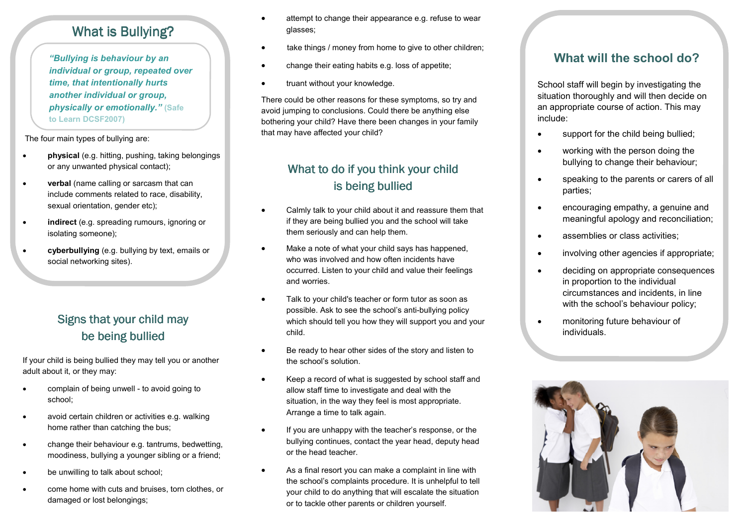## What is Bullying?

***"Bullying is behaviour by an individual or group, repeated over time, that intentionally hurts another individual or group, physically or emotionally."*** **(Safe to Learn DCSF2007)**

The four main types of bullying are:

- **physical** (e.g. hitting, pushing, taking belongings or any unwanted physical contact);
- **verbal** (name calling or sarcasm that can include comments related to race, disability, sexual orientation, gender etc);
- **indirect** (e.g. spreading rumours, ignoring or isolating someone);
- **cyberbullying** (e.g. bullying by text, emails or social networking sites).

## Signs that your child may be being bullied

If your child is being bullied they may tell you or another adult about it, or they may:

- complain of being unwell - to avoid going to school;
- avoid certain children or activities e.g. walking home rather than catching the bus;
- change their behaviour e.g. tantrums, bedwetting, moodiness, bullying a younger sibling or a friend;
- be unwilling to talk about school;
- come home with cuts and bruises, torn clothes, or damaged or lost belongings;
- attempt to change their appearance e.g. refuse to wear glasses;
- take things / money from home to give to other children;
- change their eating habits e.g. loss of appetite;
- truant without your knowledge.

There could be other reasons for these symptoms, so try and avoid jumping to conclusions. Could there be anything else bothering your child? Have there been changes in your family that may have affected your child?

## What to do if you think your child is being bullied

- Calmly talk to your child about it and reassure them that if they are being bullied you and the school will take them seriously and can help them.
- Make a note of what your child says has happened, who was involved and how often incidents have occurred. Listen to your child and value their feelings and worries.
- Talk to your child's teacher or form tutor as soon as possible. Ask to see the school's anti-bullying policy which should tell you how they will support you and your child.
- Be ready to hear other sides of the story and listen to the school's solution.
- Keep a record of what is suggested by school staff and allow staff time to investigate and deal with the situation, in the way they feel is most appropriate. Arrange a time to talk again.
- If you are unhappy with the teacher's response, or the bullying continues, contact the year head, deputy head or the head teacher.
- As a final resort you can make a complaint in line with the school's complaints procedure. It is unhelpful to tell your child to do anything that will escalate the situation or to tackle other parents or children yourself.

## What will the school do?

School staff will begin by investigating the situation thoroughly and will then decide on an appropriate course of action. This may include:

- support for the child being bullied;
- working with the person doing the bullying to change their behaviour;
- speaking to the parents or carers of all parties;
- encouraging empathy, a genuine and meaningful apology and reconciliation;
- assemblies or class activities;
- involving other agencies if appropriate;
- deciding on appropriate consequences in proportion to the individual circumstances and incidents, in line with the school's behaviour policy;
- monitoring future behaviour of individuals.